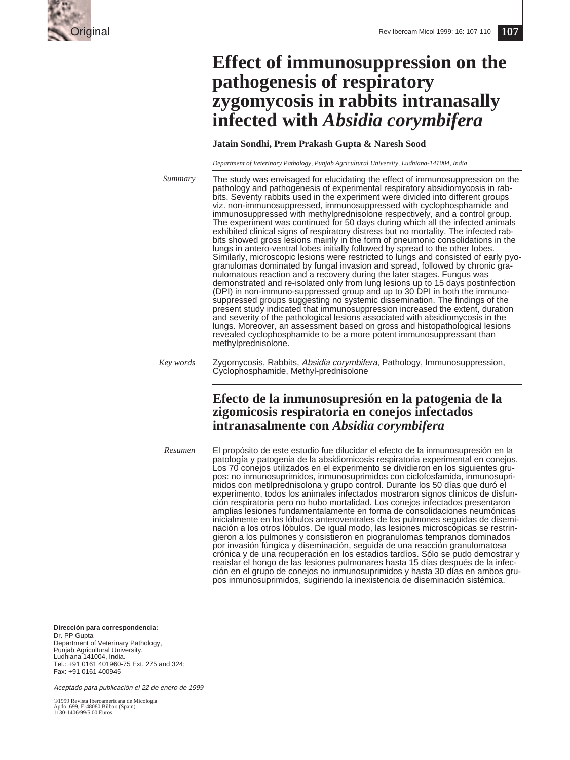Original

# Effect of immunosuppression on the pathogenesis of respiratory zygomycosis in rabbits intranasally infected with *Absidia corymbifera*

**Jatain Sondhi, Prem Prakash Gupta & Naresh Sood**

*Department of Veterinary Pathology, Punjab Agricultural University, Ludhiana-141004, India*

*Summary*

The study was envisaged for elucidating the effect of immunosuppression on the pathology and pathogenesis of experimental respiratory absidiomycosis in rabbits. Seventy rabbits used in the experiment were divided into different groups viz. non-immunosuppressed, immunosuppressed with cyclophosphamide and immunosuppressed with methylprednisolone respectively, and a control group. The experiment was continued for 50 days during which all the infected animals exhibited clinical signs of respiratory distress but no mortality. The infected rabbits showed gross lesions mainly in the form of pneumonic consolidations in the lungs in antero-ventral lobes initially followed by spread to the other lobes. Similarly, microscopic lesions were restricted to lungs and consisted of early pyogranulomas dominated by fungal invasion and spread, followed by chronic granulomatous reaction and a recovery during the later stages. Fungus was demonstrated and re-isolated only from lung lesions up to 15 days postinfection (DPI) in non-immuno-suppressed group and up to 30 DPI in both the immunosuppressed groups suggesting no systemic dissemination. The findings of the present study indicated that immunosuppression increased the extent, duration and severity of the pathological lesions associated with absidiomycosis in the lungs. Moreover, an assessment based on gross and histopathological lesions revealed cyclophosphamide to be a more potent immunosuppressant than methylprednisolone.

*Key words*

Zygomycosis, Rabbits, *Absidia corymbifera*, Pathology, Immunosuppression, Cyclophosphamide, Methyl-prednisolone

## Efecto de la inmunosupresión en la patogenia de la zigomicosis respiratoria en conejos infectados intranasalmente con *Absidia corymbifera*

*Resumen*

El propósito de este estudio fue dilucidar el efecto de la inmunosupresión en la patología y patogenia de la absidiomicosis respiratoria experimental en conejos. Los 70 conejos utilizados en el experimento se dividieron en los siguientes grupos: no inmunosuprimidos, inmunosuprimidos con ciclofosfamida, inmunosuprimidos con metilprednisolona y grupo control. Durante los 50 días que duró el experimento, todos los animales infectados mostraron signos clínicos de disfunción respiratoria pero no hubo mortalidad. Los conejos infectados presentaron amplias lesiones fundamentalamente en forma de consolidaciones neumónicas inicialmente en los lóbulos anteroventrales de los pulmones seguidas de diseminación a los otros lóbulos. De igual modo, las lesiones microscópicas se restringieron a los pulmones y consistieron en piogranulomas tempranos dominados por invasión fúngica y diseminación, seguida de una reacción granulomatosa crónica y de una recuperación en los estadios tardíos. Sólo se pudo demostrar y reaislar el hongo de las lesiones pulmonares hasta 15 días después de la infección en el grupo de conejos no inmunosuprimidos y hasta 30 días en ambos grupos inmunosuprimidos, sugiriendo la inexistencia de diseminación sistémica.

**Dirección para correspondencia:**
Dr. PP Gupta
Department of Veterinary Pathology,
Punjab Agricultural University,
Ludhiana 141004, India.
Tel.: +91 0161 401960-75 Ext. 275 and 324;
Fax: +91 0161 400945

*Aceptado para publicación el 22 de enero de 1999*

©1999 Revista Iberoamericana de Micología
Apdo. 699, E-48080 Bilbao (Spain).
1130-1406/99/5.00 Euros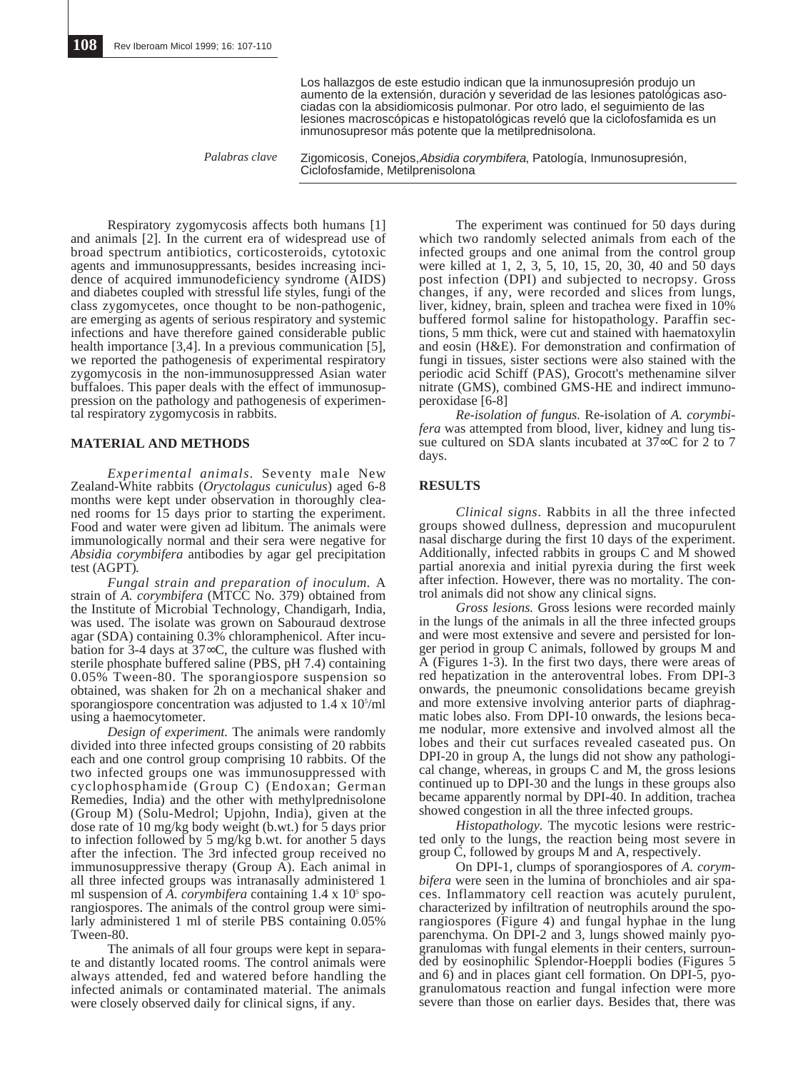Los hallazgos de este estudio indican que la inmunosupresión produjo un aumento de la extensión, duración y severidad de las lesiones patológicas asociadas con la absidiomicosis pulmonar. Por otro lado, el seguimiento de las lesiones macroscópicas e histopatológicas reveló que la ciclofosfamida es un inmunosupresor más potente que la metilprednisolona.

*Palabras clave* Zigomicosis, Conejos, *Absidia corymbifera*, Patología, Inmunosupresión, Ciclofosfamide, Metilprenisolona

Respiratory zygomycosis affects both humans [1] and animals [2]. In the current era of widespread use of broad spectrum antibiotics, corticosteroids, cytotoxic agents and immunosuppressants, besides increasing incidence of acquired immunodeficiency syndrome (AIDS) and diabetes coupled with stressful life styles, fungi of the class zygomycetes, once thought to be non-pathogenic, are emerging as agents of serious respiratory and systemic infections and have therefore gained considerable public health importance [3,4]. In a previous communication [5], we reported the pathogenesis of experimental respiratory zygomycosis in the non-immunosuppressed Asian water buffaloes. This paper deals with the effect of immunosuppression on the pathology and pathogenesis of experimental respiratory zygomycosis in rabbits.

## MATERIAL AND METHODS

*Experimental animals.* Seventy male New Zealand-White rabbits (*Oryctolagus cuniculus*) aged 6-8 months were kept under observation in thoroughly cleaned rooms for 15 days prior to starting the experiment. Food and water were given ad libitum. The animals were immunologically normal and their sera were negative for *Absidia corymbifera* antibodies by agar gel precipitation test (AGPT).

*Fungal strain and preparation of inoculum.* A strain of *A. corymbifera* (MTCC No. 379) obtained from the Institute of Microbial Technology, Chandigarh, India, was used. The isolate was grown on Sabouraud dextrose agar (SDA) containing 0.3% chloramphenicol. After incubation for 3-4 days at 37∞C, the culture was flushed with sterile phosphate buffered saline (PBS, pH 7.4) containing 0.05% Tween-80. The sporangiospore suspension so obtained, was shaken for 2h on a mechanical shaker and sporangiospore concentration was adjusted to $1.4 \times 10^5$/ml using a haemocytometer.

*Design of experiment.* The animals were randomly divided into three infected groups consisting of 20 rabbits each and one control group comprising 10 rabbits. Of the two infected groups one was immunosuppressed with cyclophosphamide (Group C) (Endoxan; German Remedies, India) and the other with methylprednisolone (Group M) (Solu-Medrol; Upjohn, India), given at the dose rate of 10 mg/kg body weight (b.wt.) for 5 days prior to infection followed by 5 mg/kg b.wt. for another 5 days after the infection. The 3rd infected group received no immunosuppressive therapy (Group A). Each animal in all three infected groups was intranasally administered 1 ml suspension of *A. corymbifera* containing $1.4 \times 10^5$ sporangiospores. The animals of the control group were similarly administered 1 ml of sterile PBS containing 0.05% Tween-80.

The animals of all four groups were kept in separate and distantly located rooms. The control animals were always attended, fed and watered before handling the infected animals or contaminated material. The animals were closely observed daily for clinical signs, if any.

The experiment was continued for 50 days during which two randomly selected animals from each of the infected groups and one animal from the control group were killed at 1, 2, 3, 5, 10, 15, 20, 30, 40 and 50 days post infection (DPI) and subjected to necropsy. Gross changes, if any, were recorded and slices from lungs, liver, kidney, brain, spleen and trachea were fixed in 10% buffered formol saline for histopathology. Paraffin sections, 5 mm thick, were cut and stained with haematoxylin and eosin (H&E). For demonstration and confirmation of fungi in tissues, sister sections were also stained with the periodic acid Schiff (PAS), Grocott's methenamine silver nitrate (GMS), combined GMS-HE and indirect immunoperoxidase [6-8]

*Re-isolation of fungus.* Re-isolation of *A. corymbifera* was attempted from blood, liver, kidney and lung tissue cultured on SDA slants incubated at 37∞C for 2 to 7 days.

## RESULTS

*Clinical signs*. Rabbits in all the three infected groups showed dullness, depression and mucopurulent nasal discharge during the first 10 days of the experiment. Additionally, infected rabbits in groups C and M showed partial anorexia and initial pyrexia during the first week after infection. However, there was no mortality. The control animals did not show any clinical signs.

*Gross lesions.* Gross lesions were recorded mainly in the lungs of the animals in all the three infected groups and were most extensive and severe and persisted for longer period in group C animals, followed by groups M and A (Figures 1-3). In the first two days, there were areas of red hepatization in the anteroventral lobes. From DPI-3 onwards, the pneumonic consolidations became greyish and more extensive involving anterior parts of diaphragmatic lobes also. From DPI-10 onwards, the lesions became nodular, more extensive and involved almost all the lobes and their cut surfaces revealed caseated pus. On DPI-20 in group A, the lungs did not show any pathological change, whereas, in groups C and M, the gross lesions continued up to DPI-30 and the lungs in these groups also became apparently normal by DPI-40. In addition, trachea showed congestion in all the three infected groups.

*Histopathology.* The mycotic lesions were restricted only to the lungs, the reaction being most severe in group C, followed by groups M and A, respectively.

On DPI-1, clumps of sporangiospores of *A. corymbifera* were seen in the lumina of bronchioles and air spaces. Inflammatory cell reaction was acutely purulent, characterized by infiltration of neutrophils around the sporangiospores (Figure 4) and fungal hyphae in the lung parenchyma. On DPI-2 and 3, lungs showed mainly pyogranulomas with fungal elements in their centers, surrounded by eosinophilic Splendor-Hoeppli bodies (Figures 5 and 6) and in places giant cell formation. On DPI-5, pyogranulomatous reaction and fungal infection were more severe than those on earlier days. Besides that, there was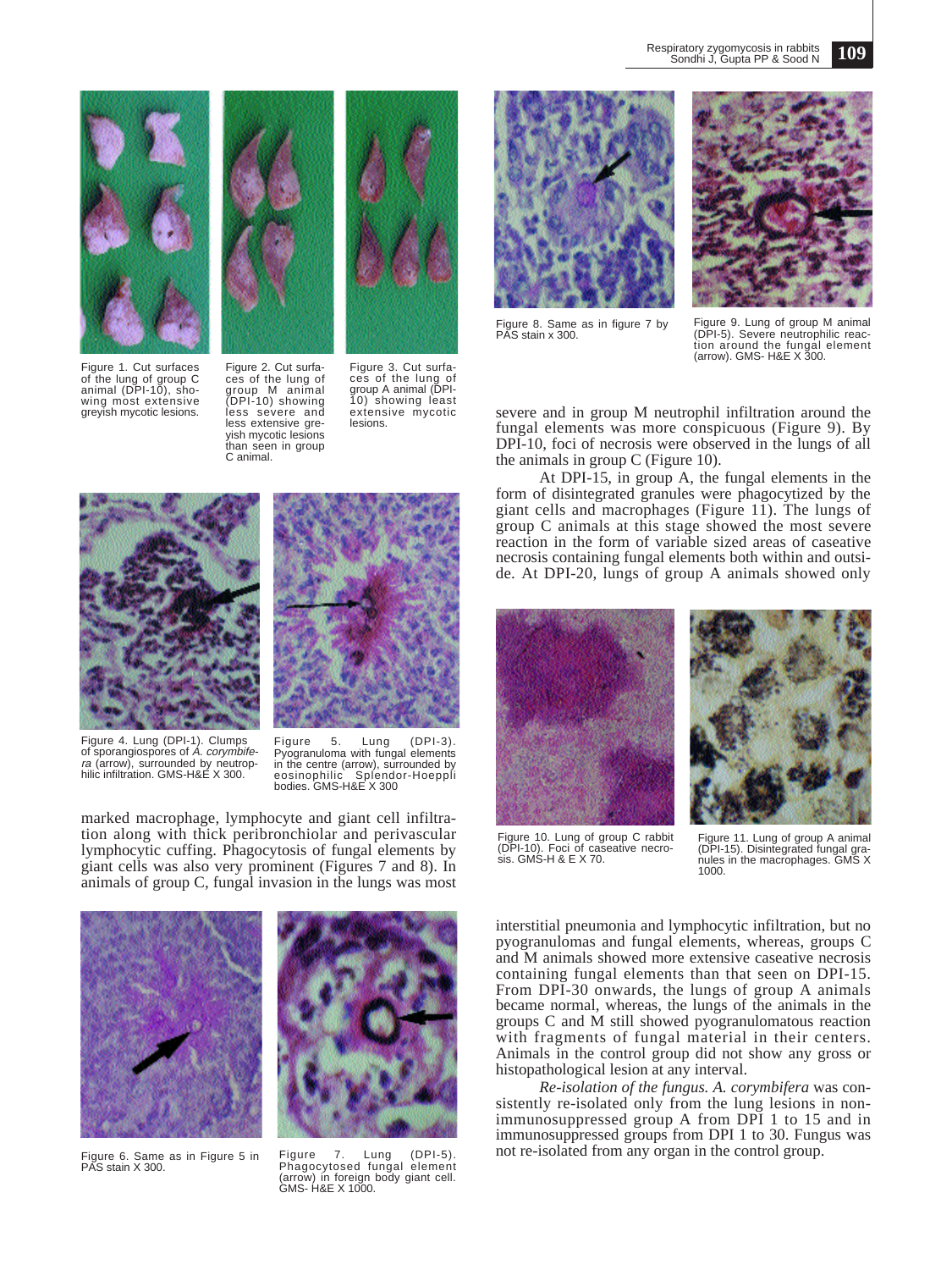Figure 1. Cut surfaces of the lung of group C animal (DPI-10), showing most extensive greyish mycotic lesions.

Figure 2. Cut surfaces of the lung of group M animal (DPI-10) showing less severe and less extensive greyish mycotic lesions than seen in group C animal.

Figure 3. Cut surfaces of the lung of group A animal (DPI-10) showing least extensive mycotic lesions.

Figure 4. Lung (DPI-1). Clumps of sporangiospores of *A. corymbifera* (arrow), surrounded by neutrophilic infiltration. GMS-H&E X 300.

Figure 5. Lung (DPI-3). Pyogranuloma with fungal elements in the centre (arrow), surrounded by eosinophilic Splendor-Hoeppli bodies. GMS-H&E X 300

marked macrophage, lymphocyte and giant cell infiltration along with thick peribronchiolar and perivascular lymphocytic cuffing. Phagocytosis of fungal elements by giant cells was also very prominent (Figures 7 and 8). In animals of group C, fungal invasion in the lungs was most severe and in group M neutrophil infiltration around the fungal elements was more conspicuous (Figure 9). By DPI-10, foci of necrosis were observed in the lungs of all the animals in group C (Figure 10).

Figure 6. Same as in Figure 5 in PAS stain X 300.

Figure 7. Lung (DPI-5). Phagocytosed fungal element (arrow) in foreign body giant cell. GMS- H&E X 1000.

Figure 8. Same as in figure 7 by PAS stain x 300.

Figure 9. Lung of group M animal (DPI-5). Severe neutrophilic reaction around the fungal element (arrow). GMS- H&E X 300.

At DPI-15, in group A, the fungal elements in the form of disintegrated granules were phagocytized by the giant cells and macrophages (Figure 11). The lungs of group C animals at this stage showed the most severe reaction in the form of variable sized areas of caseative necrosis containing fungal elements both within and outside. At DPI-20, lungs of group A animals showed only interstitial pneumonia and lymphocytic infiltration, but no pyogranulomas and fungal elements, whereas, groups C and M animals showed more extensive caseative necrosis containing fungal elements than that seen on DPI-15. From DPI-30 onwards, the lungs of group A animals became normal, whereas, the lungs of the animals in the groups C and M still showed pyogranulomatous reaction with fragments of fungal material in their centers. Animals in the control group did not show any gross or histopathological lesion at any interval.

Figure 10. Lung of group C rabbit (DPI-10). Foci of caseative necrosis. GMS-H & E X 70.

Figure 11. Lung of group A animal (DPI-15). Disintegrated fungal granules in the macrophages. GMS X 1000.

*Re-isolation of the fungus. A. corymbifera* was consistently re-isolated only from the lung lesions in non-immunosuppressed group A from DPI 1 to 15 and in immunosuppressed groups from DPI 1 to 30. Fungus was not re-isolated from any organ in the control group.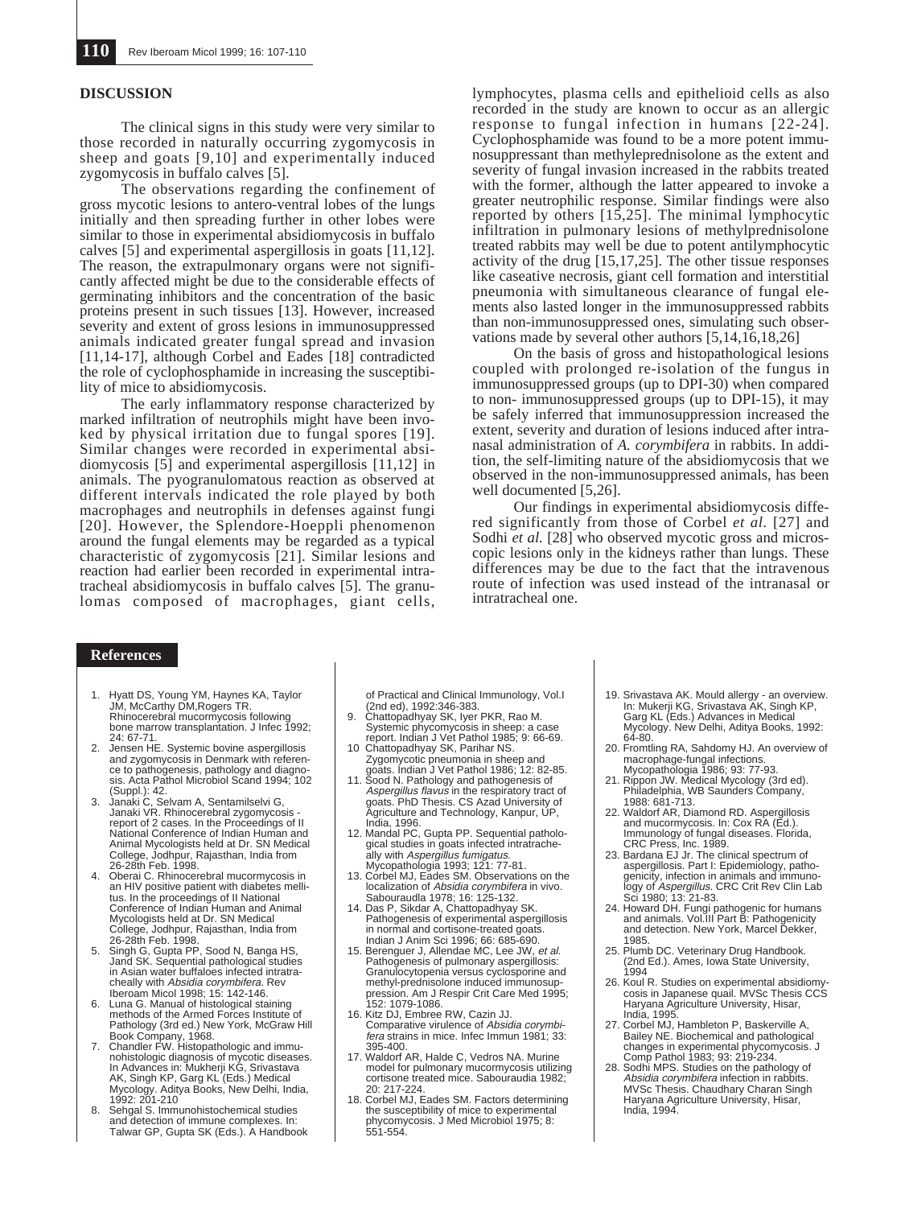## DISCUSSION

The clinical signs in this study were very similar to those recorded in naturally occurring zygomycosis in sheep and goats [9,10] and experimentally induced zygomycosis in buffalo calves [5].

The observations regarding the confinement of gross mycotic lesions to antero-ventral lobes of the lungs initially and then spreading further in other lobes were similar to those in experimental absidiomycosis in buffalo calves [5] and experimental aspergillosis in goats [11,12]. The reason, the extrapulmonary organs were not significantly affected might be due to the considerable effects of germinating inhibitors and the concentration of the basic proteins present in such tissues [13]. However, increased severity and extent of gross lesions in immunosuppressed animals indicated greater fungal spread and invasion [11,14-17], although Corbel and Eades [18] contradicted the role of cyclophosphamide in increasing the susceptibility of mice to absidiomycosis.

The early inflammatory response characterized by marked infiltration of neutrophils might have been invoked by physical irritation due to fungal spores [19]. Similar changes were recorded in experimental absidiomycosis [5] and experimental aspergillosis [11,12] in animals. The pyogranulomatous reaction as observed at different intervals indicated the role played by both macrophages and neutrophils in defenses against fungi [20]. However, the Splendore-Hoeppli phenomenon around the fungal elements may be regarded as a typical characteristic of zygomycosis [21]. Similar lesions and reaction had earlier been recorded in experimental intratracheal absidiomycosis in buffalo calves [5]. The granulomas composed of macrophages, giant cells, lymphocytes, plasma cells and epithelioid cells as also recorded in the study are known to occur as an allergic response to fungal infection in humans [22-24]. Cyclophosphamide was found to be a more potent immunosuppressant than methyleprednisolone as the extent and severity of fungal invasion increased in the rabbits treated with the former, although the latter appeared to invoke a greater neutrophilic response. Similar findings were also reported by others [15,25]. The minimal lymphocytic infiltration in pulmonary lesions of methylprednisolone treated rabbits may well be due to potent antilymphocytic activity of the drug [15,17,25]. The other tissue responses like caseative necrosis, giant cell formation and interstitial pneumonia with simultaneous clearance of fungal elements also lasted longer in the immunosuppressed rabbits than non-immunosuppressed ones, simulating such observations made by several other authors [5,14,16,18,26]

On the basis of gross and histopathological lesions coupled with prolonged re-isolation of the fungus in immunosuppressed groups (up to DPI-30) when compared to non- immunosuppressed groups (up to DPI-15), it may be safely inferred that immunosuppression increased the extent, severity and duration of lesions induced after intranasal administration of *A. corymbifera* in rabbits. In addition, the self-limiting nature of the absidiomycosis that we observed in the non-immunosuppressed animals, has been well documented [5,26].

Our findings in experimental absidiomycosis differed significantly from those of Corbel *et al.* [27] and Sodhi *et al.* [28] who observed mycotic gross and microscopic lesions only in the kidneys rather than lungs. These differences may be due to the fact that the intravenous route of infection was used instead of the intranasal or intratracheal one.

## References

1. Hyatt DS, Young YM, Haynes KA, Taylor JM, McCarthy DM, Rogers TR. Rhinocerebral mucormycosis following bone marrow transplantation. J Infec 1992; 24: 67-71.
2. Jensen HE. Systemic bovine aspergillosis and zygomycosis in Denmark with reference to pathogenesis, pathology and diagnosis. Acta Pathol Microbiol Scand 1994; 102 (Suppl.): 42.
3. Janaki C, Selvam A, Sentamilselvi G, Janaki VR. Rhinocerebral zygomycosis - report of 2 cases. In the Proceedings of II National Conference of Indian Human and Animal Mycologists held at Dr. SN Medical College, Jodhpur, Rajasthan, India from 26-28th Feb. 1998.
4. Oberai C. Rhinocerebral mucormycosis in an HIV positive patient with diabetes mellitus. In the proceedings of II National Conference of Indian Human and Animal Mycologists held at Dr. SN Medical College, Jodhpur, Rajasthan, India from 26-28th Feb. 1998.
5. Singh G, Gupta PP, Sood N, Banga HS, Jand SK. Sequential pathological studies in Asian water buffaloes infected intratracheally with *Absidia corymbifera.* Rev Iberoam Micol 1998; 15: 142-146.
6. Luna G. Manual of histological staining methods of the Armed Forces Institute of Pathology (3rd ed.) New York, McGraw Hill Book Company, 1968.
7. Chandler FW. Histopathologic and immunohistologic diagnosis of mycotic diseases. In Advances in: Mukherji KG, Srivastava AK, Singh KP, Garg KL (Eds.) Medical Mycology. Aditya Books, New Delhi, India, 1992: 201-210
8. Sehgal S. Immunohistochemical studies and detection of immune complexes. In: Talwar GP, Gupta SK (Eds.). A Handbook of Practical and Clinical Immunology, Vol.I (2nd ed), 1992:346-383.
9. Chattopadhyay SK, Iyer PKR, Rao M. Systemic phycomycosis in sheep: a case report. Indian J Vet Pathol 1985; 9: 66-69.
10. Chattopadhyay SK, Parihar NS. Zygomycotic pneumonia in sheep and goats. Indian J Vet Pathol 1986; 12: 82-85.
11. Sood N. Pathology and pathogenesis of *Aspergillus flavus* in the respiratory tract of goats. PhD Thesis. CS Azad University of Agriculture and Technology, Kanpur, UP, India, 1996.
12. Mandal PC, Gupta PP. Sequential pathological studies in goats infected intratracheally with *Aspergillus fumigatus.* Mycopathologia 1993; 121: 77-81.
13. Corbel MJ, Eades SM. Observations on the localization of *Absidia corymbifera* in vivo. Sabouraudla 1978; 16: 125-132.
14. Das P, Sikdar A, Chattopadhyay SK. Pathogenesis of experimental aspergillosis in normal and cortisone-treated goats. Indian J Anim Sci 1996; 66: 685-690.
15. Berenguer J, Allendae MC, Lee JW, *et al.* Pathogenesis of pulmonary aspergillosis: Granulocytopenia versus cyclosporine and methyl-prednisolone induced immunosuppression. Am J Respir Crit Care Med 1995; 152: 1079-1086.
16. Kitz DJ, Embree RW, Cazin JJ. Comparative virulence of *Absidia corymbifera* strains in mice. Infec Immun 1981; 33: 395-400.
17. Waldorf AR, Halde C, Vedros NA. Murine model for pulmonary mucormycosis utilizing cortisone treated mice. Sabouraudia 1982; 20: 217-224.
18. Corbel MJ, Eades SM. Factors determining the susceptibility of mice to experimental phycomycosis. J Med Microbiol 1975; 8: 551-554.
19. Srivastava AK. Mould allergy - an overview. In: Mukerji KG, Srivastava AK, Singh KP, Garg KL (Eds.) Advances in Medical Mycology. New Delhi, Aditya Books, 1992: 64-80.
20. Fromtling RA, Sahdomy HJ. An overview of macrophage-fungal infections. Mycopathologia 1986; 93: 77-93.
21. Rippon JW. Medical Mycology (3rd ed). Philadelphia, WB Saunders Company, 1988: 681-713.
22. Waldorf AR, Diamond RD. Aspergillosis and mucormycosis. In: Cox RA (Ed.). Immunology of fungal diseases. Florida, CRC Press, Inc. 1989.
23. Bardana EJ Jr. The clinical spectrum of aspergillosis. Part I: Epidemiology, pathogenicity, infection in animals and immunology of *Aspergillus.* CRC Crit Rev Clin Lab Sci 1980; 13: 21-83.
24. Howard DH. Fungi pathogenic for humans and animals. Vol.III Part B: Pathogenicity and detection. New York, Marcel Dekker, 1985.
25. Plumb DC. Veterinary Drug Handbook. (2nd Ed.). Ames, Iowa State University, 1994
26. Koul R. Studies on experimental absidiomycosis in Japanese quail. MVSc Thesis CCS Haryana Agriculture University, Hisar, India, 1995.
27. Corbel MJ, Hambleton P, Baskerville A, Bailey NE. Biochemical and pathological changes in experimental phycomycosis. J Comp Pathol 1983; 93: 219-234.
28. Sodhi MPS. Studies on the pathology of *Absidia corymbifera* infection in rabbits. MVSc Thesis. Chaudhary Charan Singh Haryana Agriculture University, Hisar, India, 1994.